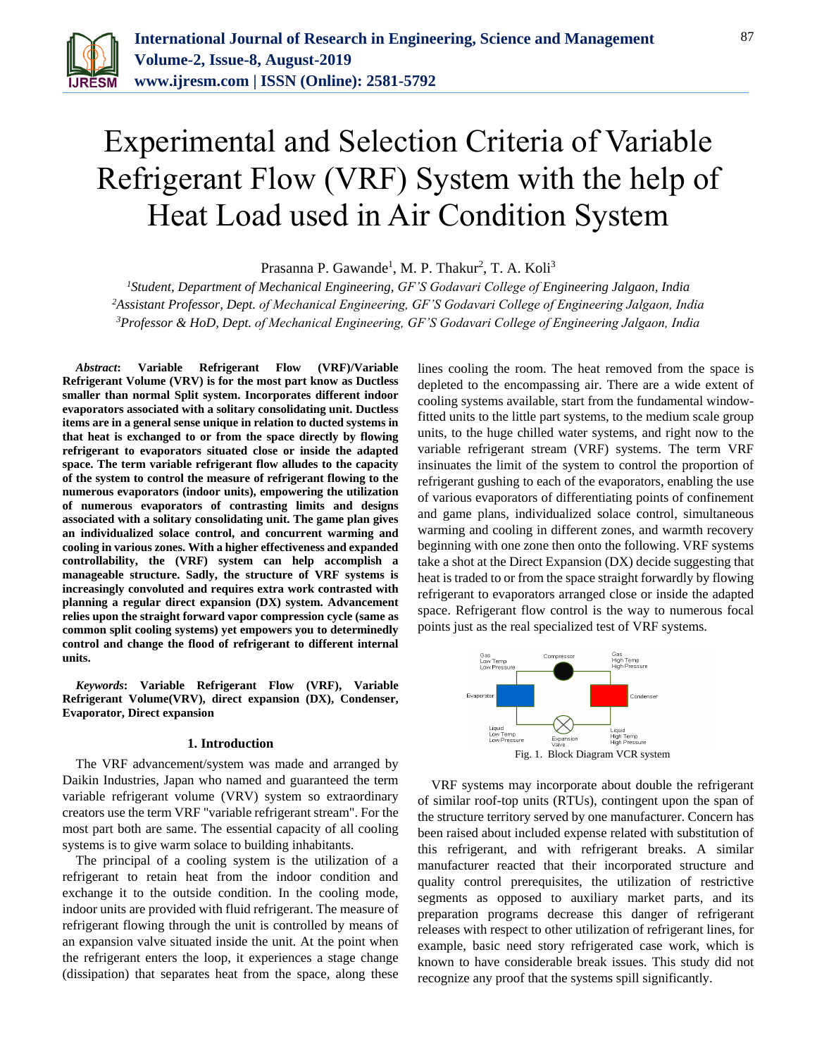# Experimental and Selection Criteria of Variable Refrigerant Flow (VRF) System with the help of Heat Load used in Air Condition System

Prasanna P. Gawande[1], M. P. Thakur[2], T. A. Koli[3]

[1]*Student, Department of Mechanical Engineering, GF'S Godavari College of Engineering Jalgaon, India*
[2]*Assistant Professor, Dept. of Mechanical Engineering, GF'S Godavari College of Engineering Jalgaon, India*
[3]*Professor & HoD, Dept. of Mechanical Engineering, GF'S Godavari College of Engineering Jalgaon, India*

***Abstract*: Variable Refrigerant Flow (VRF)/Variable Refrigerant Volume (VRV) is for the most part know as Ductless smaller than normal Split system. Incorporates different indoor evaporators associated with a solitary consolidating unit. Ductless items are in a general sense unique in relation to ducted systems in that heat is exchanged to or from the space directly by flowing refrigerant to evaporators situated close or inside the adapted space. The term variable refrigerant flow alludes to the capacity of the system to control the measure of refrigerant flowing to the numerous evaporators (indoor units), empowering the utilization of numerous evaporators of contrasting limits and designs associated with a solitary consolidating unit. The game plan gives an individualized solace control, and concurrent warming and cooling in various zones. With a higher effectiveness and expanded controllability, the (VRF) system can help accomplish a manageable structure. Sadly, the structure of VRF systems is increasingly convoluted and requires extra work contrasted with planning a regular direct expansion (DX) system. Advancement relies upon the straight forward vapor compression cycle (same as common split cooling systems) yet empowers you to determinedly control and change the flood of refrigerant to different internal units.**

***Keywords*: Variable Refrigerant Flow (VRF), Variable Refrigerant Volume(VRV), direct expansion (DX), Condenser, Evaporator, Direct expansion**

## 1. Introduction

The VRF advancement/system was made and arranged by Daikin Industries, Japan who named and guaranteed the term variable refrigerant volume (VRV) system so extraordinary creators use the term VRF "variable refrigerant stream". For the most part both are same. The essential capacity of all cooling systems is to give warm solace to building inhabitants.

The principal of a cooling system is the utilization of a refrigerant to retain heat from the indoor condition and exchange it to the outside condition. In the cooling mode, indoor units are provided with fluid refrigerant. The measure of refrigerant flowing through the unit is controlled by means of an expansion valve situated inside the unit. At the point when the refrigerant enters the loop, it experiences a stage change (dissipation) that separates heat from the space, along these lines cooling the room. The heat removed from the space is depleted to the encompassing air. There are a wide extent of cooling systems available, start from the fundamental window-fitted units to the little part systems, to the medium scale group units, to the huge chilled water systems, and right now to the variable refrigerant stream (VRF) systems. The term VRF insinuates the limit of the system to control the proportion of refrigerant gushing to each of the evaporators, enabling the use of various evaporators of differentiating points of confinement and game plans, individualized solace control, simultaneous warming and cooling in different zones, and warmth recovery beginning with one zone then onto the following. VRF systems take a shot at the Direct Expansion (DX) decide suggesting that heat is traded to or from the space straight forwardly by flowing refrigerant to evaporators arranged close or inside the adapted space. Refrigerant flow control is the way to numerous focal points just as the real specialized test of VRF systems.

Fig. 1. Block Diagram VCR system

VRF systems may incorporate about double the refrigerant of similar roof-top units (RTUs), contingent upon the span of the structure territory served by one manufacturer. Concern has been raised about included expense related with substitution of this refrigerant, and with refrigerant breaks. A similar manufacturer reacted that their incorporated structure and quality control prerequisites, the utilization of restrictive segments as opposed to auxiliary market parts, and its preparation programs decrease this danger of refrigerant releases with respect to other utilization of refrigerant lines, for example, basic need story refrigerated case work, which is known to have considerable break issues. This study did not recognize any proof that the systems spill significantly.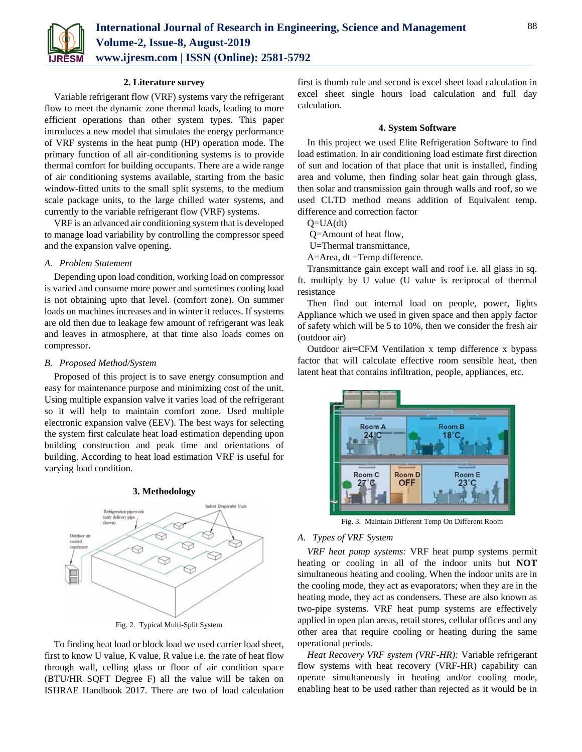## 2. Literature survey

Variable refrigerant flow (VRF) systems vary the refrigerant flow to meet the dynamic zone thermal loads, leading to more efficient operations than other system types. This paper introduces a new model that simulates the energy performance of VRF systems in the heat pump (HP) operation mode. The primary function of all air-conditioning systems is to provide thermal comfort for building occupants. There are a wide range of air conditioning systems available, starting from the basic window-fitted units to the small split systems, to the medium scale package units, to the large chilled water systems, and currently to the variable refrigerant flow (VRF) systems.

VRF is an advanced air conditioning system that is developed to manage load variability by controlling the compressor speed and the expansion valve opening.

### *A. Problem Statement*

Depending upon load condition, working load on compressor is varied and consume more power and sometimes cooling load is not obtaining upto that level. (comfort zone). On summer loads on machines increases and in winter it reduces. If systems are old then due to leakage few amount of refrigerant was leak and leaves in atmosphere, at that time also loads comes on compressor**.**

### *B. Proposed Method/System*

Proposed of this project is to save energy consumption and easy for maintenance purpose and minimizing cost of the unit. Using multiple expansion valve it varies load of the refrigerant so it will help to maintain comfort zone. Used multiple electronic expansion valve (EEV). The best ways for selecting the system first calculate heat load estimation depending upon building construction and peak time and orientations of building. According to heat load estimation VRF is useful for varying load condition.

## 3. Methodology

Fig. 2. Typical Multi-Split System

To finding heat load or block load we used carrier load sheet, first to know U value, K value, R value i.e. the rate of heat flow through wall, celling glass or floor of air condition space (BTU/HR SQFT Degree F) all the value will be taken on ISHRAE Handbook 2017. There are two of load calculation first is thumb rule and second is excel sheet load calculation in excel sheet single hours load calculation and full day calculation.

## 4. System Software

In this project we used Elite Refrigeration Software to find load estimation. In air conditioning load estimate first direction of sun and location of that place that unit is installed, finding area and volume, then finding solar heat gain through glass, then solar and transmission gain through walls and roof, so we used CLTD method means addition of Equivalent temp. difference and correction factor

Q=UA(dt)

Q=Amount of heat flow,

U=Thermal transmittance,

A=Area, dt =Temp difference.

Transmittance gain except wall and roof i.e. all glass in sq. ft. multiply by U value (U value is reciprocal of thermal resistance

Then find out internal load on people, power, lights Appliance which we used in given space and then apply factor of safety which will be 5 to 10%, then we consider the fresh air (outdoor air)

Outdoor air=CFM Ventilation x temp difference x bypass factor that will calculate effective room sensible heat, then latent heat that contains infiltration, people, appliances, etc.

Fig. 3. Maintain Different Temp On Different Room

### *A. Types of VRF System*

*VRF heat pump systems:* VRF heat pump systems permit heating or cooling in all of the indoor units but **NOT** simultaneous heating and cooling. When the indoor units are in the cooling mode, they act as evaporators; when they are in the heating mode, they act as condensers. These are also known as two-pipe systems. VRF heat pump systems are effectively applied in open plan areas, retail stores, cellular offices and any other area that require cooling or heating during the same operational periods.

*Heat Recovery VRF system (VRF-HR):* Variable refrigerant flow systems with heat recovery (VRF-HR) capability can operate simultaneously in heating and/or cooling mode, enabling heat to be used rather than rejected as it would be in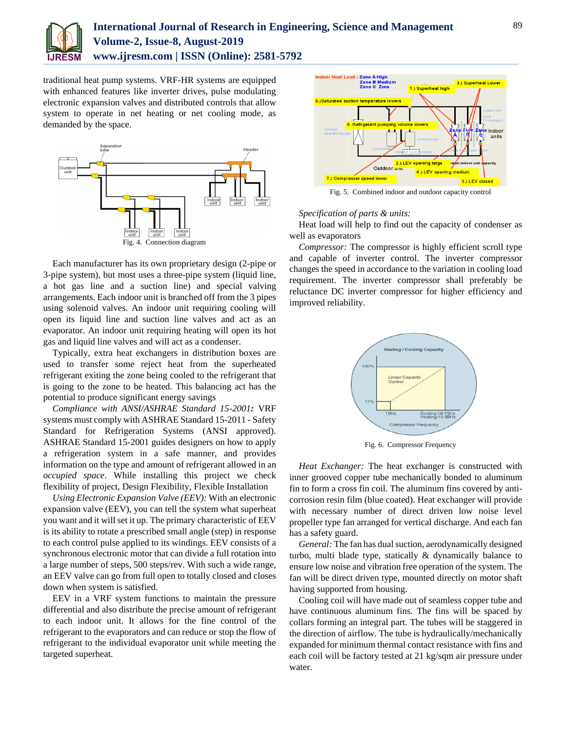traditional heat pump systems. VRF-HR systems are equipped with enhanced features like inverter drives, pulse modulating electronic expansion valves and distributed controls that allow system to operate in net heating or net cooling mode, as demanded by the space.

Fig. 4. Connection diagram

Each manufacturer has its own proprietary design (2-pipe or 3-pipe system), but most uses a three-pipe system (liquid line, a hot gas line and a suction line) and special valving arrangements. Each indoor unit is branched off from the 3 pipes using solenoid valves. An indoor unit requiring cooling will open its liquid line and suction line valves and act as an evaporator. An indoor unit requiring heating will open its hot gas and liquid line valves and will act as a condenser.

Typically, extra heat exchangers in distribution boxes are used to transfer some reject heat from the superheated refrigerant exiting the zone being cooled to the refrigerant that is going to the zone to be heated. This balancing act has the potential to produce significant energy savings

*Compliance with ANSI/ASHRAE Standard 15-2001:* VRF systems must comply with ASHRAE Standard 15-2011 - Safety Standard for Refrigeration Systems (ANSI approved). ASHRAE Standard 15-2001 guides designers on how to apply a refrigeration system in a safe manner, and provides information on the type and amount of refrigerant allowed in an *occupied space*. While installing this project we check flexibility of project, Design Flexibility, Flexible Installation

*Using Electronic Expansion Valve (EEV):* With an electronic expansion valve (EEV), you can tell the system what superheat you want and it will set it up. The primary characteristic of EEV is its ability to rotate a prescribed small angle (step) in response to each control pulse applied to its windings. EEV consists of a synchronous electronic motor that can divide a full rotation into a large number of steps, 500 steps/rev. With such a wide range, an EEV valve can go from full open to totally closed and closes down when system is satisfied.

EEV in a VRF system functions to maintain the pressure differential and also distribute the precise amount of refrigerant to each indoor unit. It allows for the fine control of the refrigerant to the evaporators and can reduce or stop the flow of refrigerant to the individual evaporator unit while meeting the targeted superheat.

Fig. 5. Combined indoor and outdoor capacity control

*Specification of parts & units:*

Heat load will help to find out the capacity of condenser as well as evaporators

*Compressor:* The compressor is highly efficient scroll type and capable of inverter control. The inverter compressor changes the speed in accordance to the variation in cooling load requirement. The inverter compressor shall preferably be reluctance DC inverter compressor for higher efficiency and improved reliability.

Fig. 6. Compressor Frequency

*Heat Exchanger:* The heat exchanger is constructed with inner grooved copper tube mechanically bonded to aluminum fin to form a cross fin coil. The aluminum fins covered by anti-corrosion resin film (blue coated). Heat exchanger will provide with necessary number of direct driven low noise level propeller type fan arranged for vertical discharge. And each fan has a safety guard.

*General:* The fan has dual suction, aerodynamically designed turbo, multi blade type, statically & dynamically balance to ensure low noise and vibration free operation of the system. The fan will be direct driven type, mounted directly on motor shaft having supported from housing.

Cooling coil will have made out of seamless copper tube and have continuous aluminum fins. The fins will be spaced by collars forming an integral part. The tubes will be staggered in the direction of airflow. The tube is hydraulically/mechanically expanded for minimum thermal contact resistance with fins and each coil will be factory tested at 21 kg/sqm air pressure under water.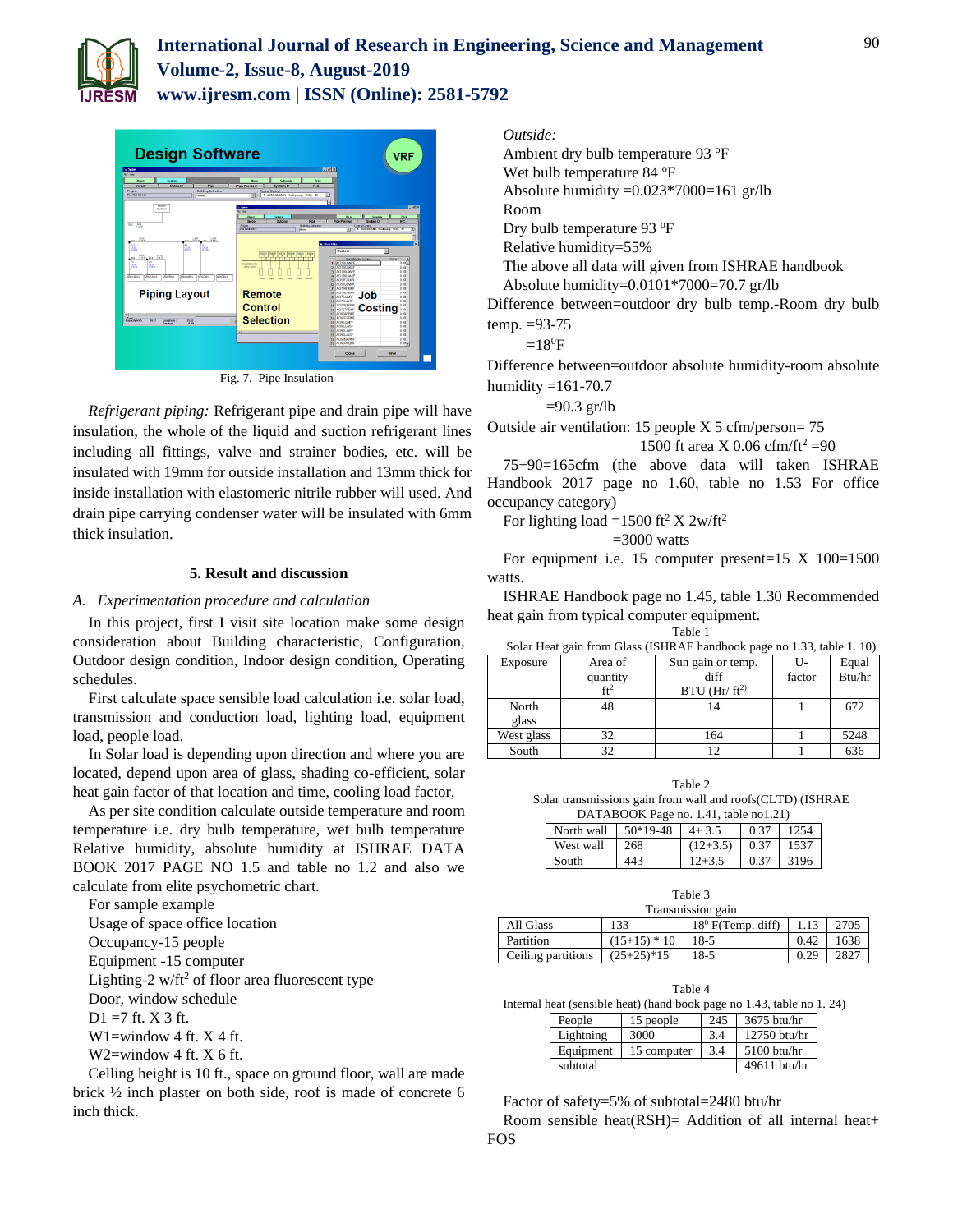Fig. 7. Pipe Insulation

*Refrigerant piping:* Refrigerant pipe and drain pipe will have insulation, the whole of the liquid and suction refrigerant lines including all fittings, valve and strainer bodies, etc. will be insulated with 19mm for outside installation and 13mm thick for inside installation with elastomeric nitrile rubber will used. And drain pipe carrying condenser water will be insulated with 6mm thick insulation.

### 5. Result and discussion

#### *A. Experimentation procedure and calculation*

In this project, first I visit site location make some design consideration about Building characteristic, Configuration, Outdoor design condition, Indoor design condition, Operating schedules.

First calculate space sensible load calculation i.e. solar load, transmission and conduction load, lighting load, equipment load, people load.

In Solar load is depending upon direction and where you are located, depend upon area of glass, shading co-efficient, solar heat gain factor of that location and time, cooling load factor,

As per site condition calculate outside temperature and room temperature i.e. dry bulb temperature, wet bulb temperature Relative humidity, absolute humidity at ISHRAE DATA BOOK 2017 PAGE NO 1.5 and table no 1.2 and also we calculate from elite psychometric chart.

For sample example

Usage of space office location

Occupancy-15 people

Equipment -15 computer

Lighting-2 w/ft$^2$ of floor area fluorescent type

Door, window schedule

D1 =7 ft. X 3 ft.

W1=window 4 ft. X 4 ft.

W2=window 4 ft. X 6 ft.

Celling height is 10 ft., space on ground floor, wall are made brick ½ inch plaster on both side, roof is made of concrete 6 inch thick.

*Outside:*

Ambient dry bulb temperature 93 ºF

Wet bulb temperature 84 ºF

Absolute humidity =0.023*7000=161 gr/lb

Room

Dry bulb temperature 93 ºF

Relative humidity=55%

The above all data will given from ISHRAE handbook

Absolute humidity=0.0101*7000=70.7 gr/lb

Difference between=outdoor dry bulb temp.-Room dry bulb temp. =93-75

=18$^0$F

Difference between=outdoor absolute humidity-room absolute humidity =161-70.7

=90.3 gr/lb

Outside air ventilation: 15 people X 5 cfm/person= 75

1500 ft area X 0.06 cfm/ft$^2$ =90

75+90=165cfm (the above data will taken ISHRAE Handbook 2017 page no 1.60, table no 1.53 For office occupancy category)

For lighting load =1500 ft$^2$ X 2w/ft$^2$

=3000 watts

For equipment i.e. 15 computer present=15 X 100=1500 watts.

ISHRAE Handbook page no 1.45, table 1.30 Recommended heat gain from typical computer equipment.

Table 1
Solar Heat gain from Glass (ISHRAE handbook page no 1.33, table 1. 10)

| Exposure | Area of quantity ft$^2$ | Sun gain or temp. diff BTU (Hr/ ft$^2$) | U-factor | Equal Btu/hr |
|---|---|---|---|---|
| North glass | 48 | 14 | 1 | 672 |
| West glass | 32 | 164 | 1 | 5248 |
| South | 32 | 12 | 1 | 636 |

Table 2
Solar transmissions gain from wall and roofs(CLTD) (ISHRAE DATABOOK Page no. 1.41, table no1.21)

| | | | | |
|---|---|---|---|---|
| North wall | 50*19-48 | 4+ 3.5 | 0.37 | 1254 |
| West wall | 268 | (12+3.5) | 0.37 | 1537 |
| South | 443 | 12+3.5 | 0.37 | 3196 |

Table 3
Transmission gain

| | | | | |
|---|---|---|---|---|
| All Glass | 133 | 18$^0$ F(Temp. diff) | 1.13 | 2705 |
| Partition | (15+15) * 10 | 18-5 | 0.42 | 1638 |
| Ceiling partitions | (25+25)*15 | 18-5 | 0.29 | 2827 |

Table 4
Internal heat (sensible heat) (hand book page no 1.43, table no 1. 24)

| | | | |
|---|---|---|---|
| People | 15 people | 245 | 3675 btu/hr |
| Lightning | 3000 | 3.4 | 12750 btu/hr |
| Equipment | 15 computer | 3.4 | 5100 btu/hr |
| subtotal | | | 49611 btu/hr |

Factor of safety=5% of subtotal=2480 btu/hr

Room sensible heat(RSH)= Addition of all internal heat+ FOS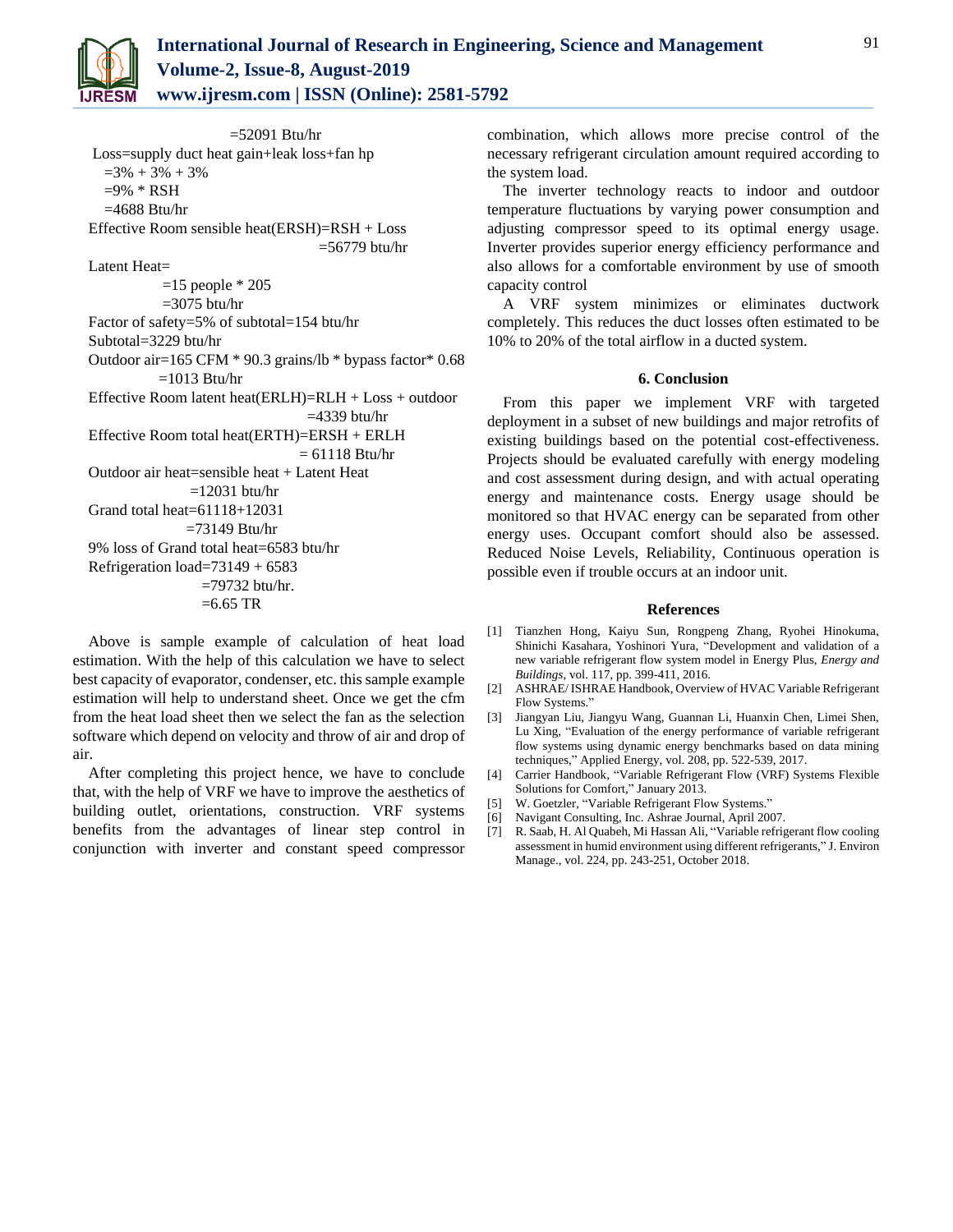=52091 Btu/hr

Loss=supply duct heat gain+leak loss+fan hp

=3% + 3% + 3%

=9% * RSH

=4688 Btu/hr

Effective Room sensible heat(ERSH)=RSH + Loss

=56779 btu/hr

Latent Heat=

=15 people * 205

=3075 btu/hr

Factor of safety=5% of subtotal=154 btu/hr

Subtotal=3229 btu/hr

Outdoor air=165 CFM * 90.3 grains/lb * bypass factor* 0.68

=1013 Btu/hr

Effective Room latent heat(ERLH)=RLH + Loss + outdoor

=4339 btu/hr

Effective Room total heat(ERTH)=ERSH + ERLH

= 61118 Btu/hr

Outdoor air heat=sensible heat + Latent Heat

=12031 btu/hr

Grand total heat=61118+12031

=73149 Btu/hr

9% loss of Grand total heat=6583 btu/hr

Refrigeration load=73149 + 6583

=79732 btu/hr.

=6.65 TR

Above is sample example of calculation of heat load estimation. With the help of this calculation we have to select best capacity of evaporator, condenser, etc. this sample example estimation will help to understand sheet. Once we get the cfm from the heat load sheet then we select the fan as the selection software which depend on velocity and throw of air and drop of air.

After completing this project hence, we have to conclude that, with the help of VRF we have to improve the aesthetics of building outlet, orientations, construction. VRF systems benefits from the advantages of linear step control in conjunction with inverter and constant speed compressor combination, which allows more precise control of the necessary refrigerant circulation amount required according to the system load.

The inverter technology reacts to indoor and outdoor temperature fluctuations by varying power consumption and adjusting compressor speed to its optimal energy usage. Inverter provides superior energy efficiency performance and also allows for a comfortable environment by use of smooth capacity control

A VRF system minimizes or eliminates ductwork completely. This reduces the duct losses often estimated to be 10% to 20% of the total airflow in a ducted system.

## 6. Conclusion

From this paper we implement VRF with targeted deployment in a subset of new buildings and major retrofits of existing buildings based on the potential cost-effectiveness. Projects should be evaluated carefully with energy modeling and cost assessment during design, and with actual operating energy and maintenance costs. Energy usage should be monitored so that HVAC energy can be separated from other energy uses. Occupant comfort should also be assessed. Reduced Noise Levels, Reliability, Continuous operation is possible even if trouble occurs at an indoor unit.

## References

[1] Tianzhen Hong, Kaiyu Sun, Rongpeng Zhang, Ryohei Hinokuma, Shinichi Kasahara, Yoshinori Yura, "Development and validation of a new variable refrigerant flow system model in Energy Plus, *Energy and Buildings*, vol. 117, pp. 399-411, 2016.

[2] ASHRAE/ ISHRAE Handbook, Overview of HVAC Variable Refrigerant Flow Systems."

[3] Jiangyan Liu, Jiangyu Wang, Guannan Li, Huanxin Chen, Limei Shen, Lu Xing, "Evaluation of the energy performance of variable refrigerant flow systems using dynamic energy benchmarks based on data mining techniques," Applied Energy, vol. 208, pp. 522-539, 2017.

[4] Carrier Handbook, "Variable Refrigerant Flow (VRF) Systems Flexible Solutions for Comfort," January 2013.

[5] W. Goetzler, "Variable Refrigerant Flow Systems."

[6] Navigant Consulting, Inc. Ashrae Journal, April 2007.

[7] R. Saab, H. Al Quabeh, Mi Hassan Ali, "Variable refrigerant flow cooling assessment in humid environment using different refrigerants," J. Environ Manage., vol. 224, pp. 243-251, October 2018.